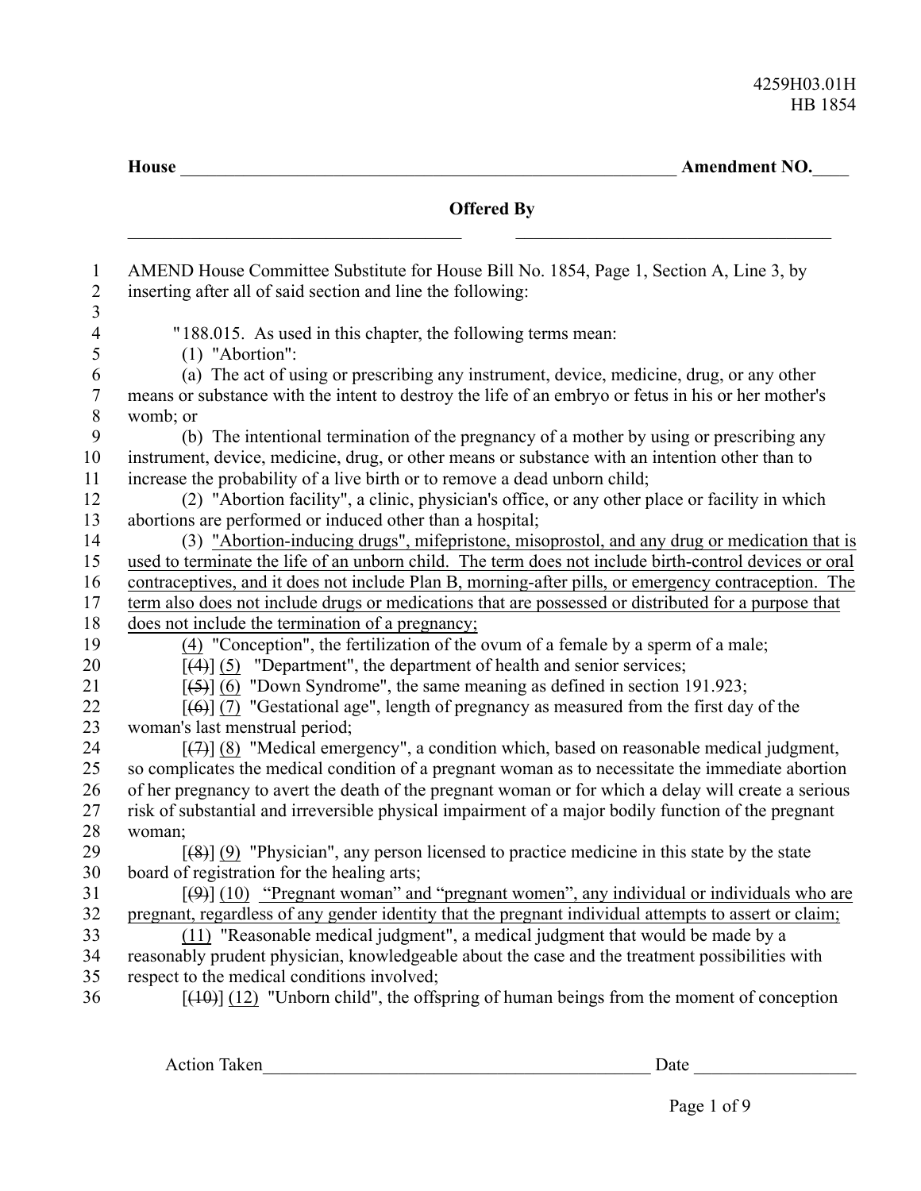4259H03.01H
HB 1854

**House** ______________________________________________________ **Amendment NO.**____

**Offered By**

_____________________________________ _____________________________________

1 AMEND House Committee Substitute for House Bill No. 1854, Page 1, Section A, Line 3, by
2 inserting after all of said section and line the following:
3
4 "188.015. As used in this chapter, the following terms mean:
5 (1) "Abortion":
6 (a) The act of using or prescribing any instrument, device, medicine, drug, or any other
7 means or substance with the intent to destroy the life of an embryo or fetus in his or her mother's
8 womb; or
9 (b) The intentional termination of the pregnancy of a mother by using or prescribing any
10 instrument, device, medicine, drug, or other means or substance with an intention other than to
11 increase the probability of a live birth or to remove a dead unborn child;
12 (2) "Abortion facility", a clinic, physician's office, or any other place or facility in which
13 abortions are performed or induced other than a hospital;
14 (3) <u>"Abortion-inducing drugs", mifepristone, misoprostol, and any drug or medication that is</u>
15 <u>used to terminate the life of an unborn child. The term does not include birth-control devices or oral</u>
16 <u>contraceptives, and it does not include Plan B, morning-after pills, or emergency contraception. The</u>
17 <u>term also does not include drugs or medications that are possessed or distributed for a purpose that</u>
18 <u>does not include the termination of a pregnancy;</u>
19 <u>(4)</u> "Conception", the fertilization of the ovum of a female by a sperm of a male;
20 [~~(4)~~] <u>(5)</u> "Department", the department of health and senior services;
21 [~~(5)~~] <u>(6)</u> "Down Syndrome", the same meaning as defined in section 191.923;
22 [~~(6)~~] <u>(7)</u> "Gestational age", length of pregnancy as measured from the first day of the
23 woman's last menstrual period;
24 [~~(7)~~] <u>(8)</u> "Medical emergency", a condition which, based on reasonable medical judgment,
25 so complicates the medical condition of a pregnant woman as to necessitate the immediate abortion
26 of her pregnancy to avert the death of the pregnant woman or for which a delay will create a serious
27 risk of substantial and irreversible physical impairment of a major bodily function of the pregnant
28 woman;
29 [~~(8)~~] <u>(9)</u> "Physician", any person licensed to practice medicine in this state by the state
30 board of registration for the healing arts;
31 [~~(9)~~] <u>(10)</u> <u>"Pregnant woman" and "pregnant women", any individual or individuals who are</u>
32 <u>pregnant, regardless of any gender identity that the pregnant individual attempts to assert or claim;</u>
33 <u>(11)</u> "Reasonable medical judgment", a medical judgment that would be made by a
34 reasonably prudent physician, knowledgeable about the case and the treatment possibilities with
35 respect to the medical conditions involved;
36 [~~(10)~~] <u>(12)</u> "Unborn child", the offspring of human beings from the moment of conception

Action Taken_____________________________________________ Date __________________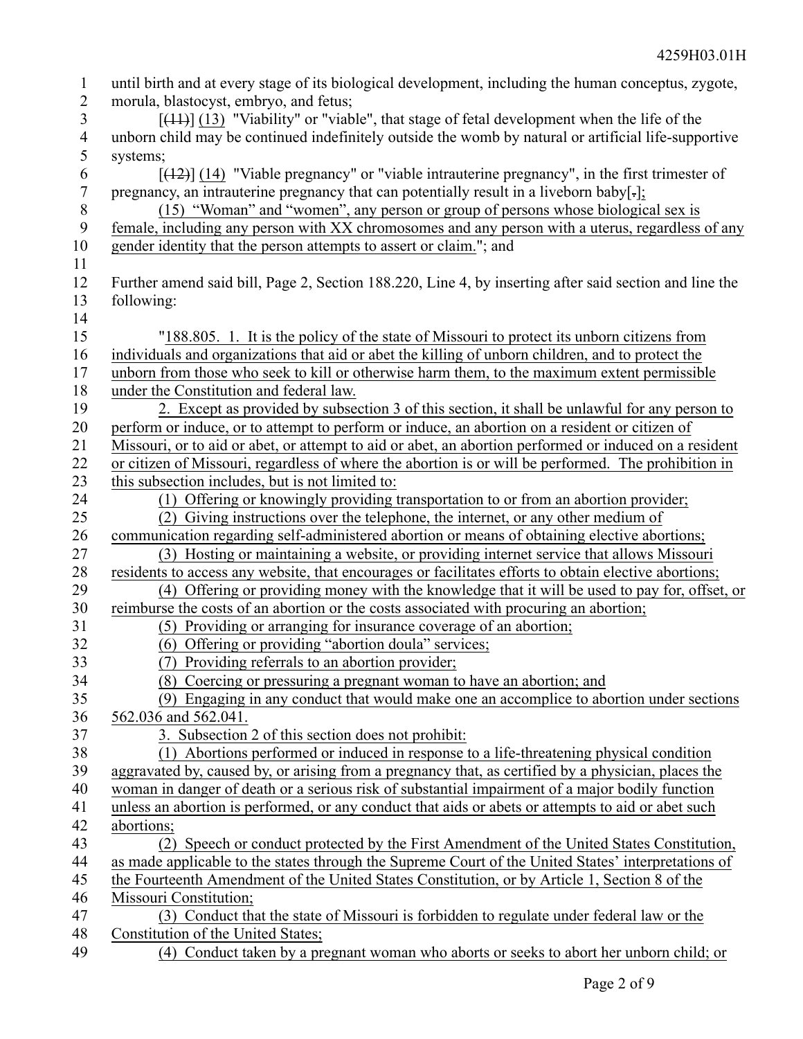until birth and at every stage of its biological development, including the human conceptus, zygote, morula, blastocyst, embryo, and fetus;

[(11)] (13) "Viability" or "viable", that stage of fetal development when the life of the unborn child may be continued indefinitely outside the womb by natural or artificial life-supportive systems;

[(12)] (14) "Viable pregnancy" or "viable intrauterine pregnancy", in the first trimester of pregnancy, an intrauterine pregnancy that can potentially result in a liveborn baby[.];

(15) "Woman" and "women", any person or group of persons whose biological sex is female, including any person with XX chromosomes and any person with a uterus, regardless of any gender identity that the person attempts to assert or claim."; and

Further amend said bill, Page 2, Section 188.220, Line 4, by inserting after said section and line the following:

"188.805. 1. It is the policy of the state of Missouri to protect its unborn citizens from individuals and organizations that aid or abet the killing of unborn children, and to protect the unborn from those who seek to kill or otherwise harm them, to the maximum extent permissible under the Constitution and federal law.

2. Except as provided by subsection 3 of this section, it shall be unlawful for any person to perform or induce, or to attempt to perform or induce, an abortion on a resident or citizen of Missouri, or to aid or abet, or attempt to aid or abet, an abortion performed or induced on a resident or citizen of Missouri, regardless of where the abortion is or will be performed. The prohibition in this subsection includes, but is not limited to:

(1) Offering or knowingly providing transportation to or from an abortion provider;

(2) Giving instructions over the telephone, the internet, or any other medium of communication regarding self-administered abortion or means of obtaining elective abortions;

(3) Hosting or maintaining a website, or providing internet service that allows Missouri residents to access any website, that encourages or facilitates efforts to obtain elective abortions;

(4) Offering or providing money with the knowledge that it will be used to pay for, offset, or reimburse the costs of an abortion or the costs associated with procuring an abortion;

(5) Providing or arranging for insurance coverage of an abortion;

(6) Offering or providing "abortion doula" services;

(7) Providing referrals to an abortion provider;

(8) Coercing or pressuring a pregnant woman to have an abortion; and

(9) Engaging in any conduct that would make one an accomplice to abortion under sections 562.036 and 562.041.

3. Subsection 2 of this section does not prohibit:

(1) Abortions performed or induced in response to a life-threatening physical condition aggravated by, caused by, or arising from a pregnancy that, as certified by a physician, places the woman in danger of death or a serious risk of substantial impairment of a major bodily function unless an abortion is performed, or any conduct that aids or abets or attempts to aid or abet such abortions;

(2) Speech or conduct protected by the First Amendment of the United States Constitution, as made applicable to the states through the Supreme Court of the United States' interpretations of the Fourteenth Amendment of the United States Constitution, or by Article 1, Section 8 of the Missouri Constitution;

(3) Conduct that the state of Missouri is forbidden to regulate under federal law or the Constitution of the United States;

(4) Conduct taken by a pregnant woman who aborts or seeks to abort her unborn child; or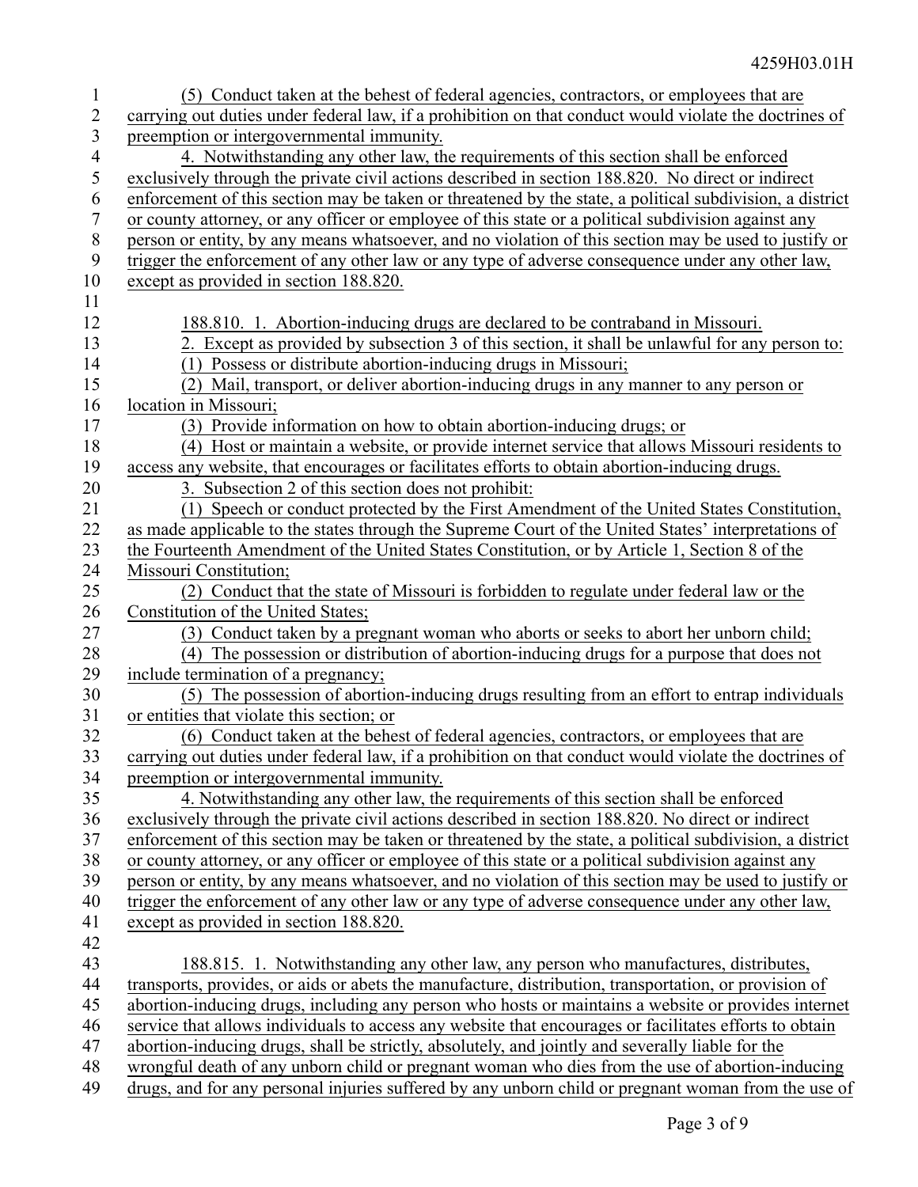(5) Conduct taken at the behest of federal agencies, contractors, or employees that are carrying out duties under federal law, if a prohibition on that conduct would violate the doctrines of preemption or intergovernmental immunity.

4. Notwithstanding any other law, the requirements of this section shall be enforced exclusively through the private civil actions described in section 188.820. No direct or indirect enforcement of this section may be taken or threatened by the state, a political subdivision, a district or county attorney, or any officer or employee of this state or a political subdivision against any person or entity, by any means whatsoever, and no violation of this section may be used to justify or trigger the enforcement of any other law or any type of adverse consequence under any other law, except as provided in section 188.820.

188.810. 1. Abortion-inducing drugs are declared to be contraband in Missouri.

2. Except as provided by subsection 3 of this section, it shall be unlawful for any person to:

(1) Possess or distribute abortion-inducing drugs in Missouri;

(2) Mail, transport, or deliver abortion-inducing drugs in any manner to any person or location in Missouri;

(3) Provide information on how to obtain abortion-inducing drugs; or

(4) Host or maintain a website, or provide internet service that allows Missouri residents to access any website, that encourages or facilitates efforts to obtain abortion-inducing drugs.

3. Subsection 2 of this section does not prohibit:

(1) Speech or conduct protected by the First Amendment of the United States Constitution, as made applicable to the states through the Supreme Court of the United States' interpretations of the Fourteenth Amendment of the United States Constitution, or by Article 1, Section 8 of the Missouri Constitution;

(2) Conduct that the state of Missouri is forbidden to regulate under federal law or the Constitution of the United States;

(3) Conduct taken by a pregnant woman who aborts or seeks to abort her unborn child;

(4) The possession or distribution of abortion-inducing drugs for a purpose that does not include termination of a pregnancy;

(5) The possession of abortion-inducing drugs resulting from an effort to entrap individuals or entities that violate this section; or

(6) Conduct taken at the behest of federal agencies, contractors, or employees that are carrying out duties under federal law, if a prohibition on that conduct would violate the doctrines of preemption or intergovernmental immunity.

4. Notwithstanding any other law, the requirements of this section shall be enforced exclusively through the private civil actions described in section 188.820. No direct or indirect enforcement of this section may be taken or threatened by the state, a political subdivision, a district or county attorney, or any officer or employee of this state or a political subdivision against any person or entity, by any means whatsoever, and no violation of this section may be used to justify or trigger the enforcement of any other law or any type of adverse consequence under any other law, except as provided in section 188.820.

188.815. 1. Notwithstanding any other law, any person who manufactures, distributes, transports, provides, or aids or abets the manufacture, distribution, transportation, or provision of abortion-inducing drugs, including any person who hosts or maintains a website or provides internet service that allows individuals to access any website that encourages or facilitates efforts to obtain abortion-inducing drugs, shall be strictly, absolutely, and jointly and severally liable for the wrongful death of any unborn child or pregnant woman who dies from the use of abortion-inducing drugs, and for any personal injuries suffered by any unborn child or pregnant woman from the use of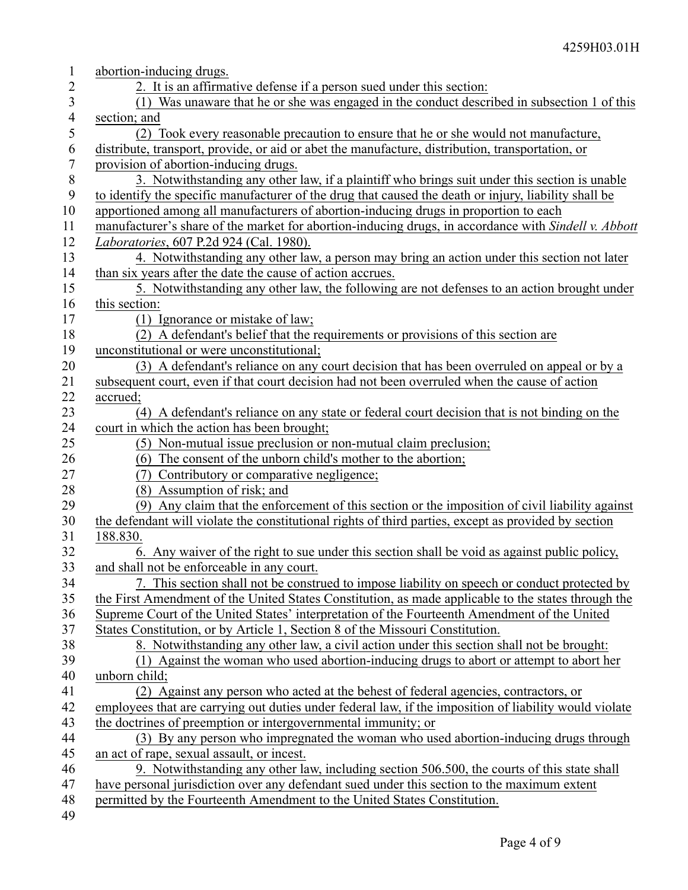abortion-inducing drugs.

2. It is an affirmative defense if a person sued under this section:

(1) Was unaware that he or she was engaged in the conduct described in subsection 1 of this section; and

(2) Took every reasonable precaution to ensure that he or she would not manufacture, distribute, transport, provide, or aid or abet the manufacture, distribution, transportation, or provision of abortion-inducing drugs.

3. Notwithstanding any other law, if a plaintiff who brings suit under this section is unable to identify the specific manufacturer of the drug that caused the death or injury, liability shall be apportioned among all manufacturers of abortion-inducing drugs in proportion to each manufacturer's share of the market for abortion-inducing drugs, in accordance with *Sindell v. Abbott Laboratories*, 607 P.2d 924 (Cal. 1980).

4. Notwithstanding any other law, a person may bring an action under this section not later than six years after the date the cause of action accrues.

5. Notwithstanding any other law, the following are not defenses to an action brought under this section:

(1) Ignorance or mistake of law;

(2) A defendant's belief that the requirements or provisions of this section are unconstitutional or were unconstitutional;

(3) A defendant's reliance on any court decision that has been overruled on appeal or by a subsequent court, even if that court decision had not been overruled when the cause of action accrued;

(4) A defendant's reliance on any state or federal court decision that is not binding on the court in which the action has been brought;

(5) Non-mutual issue preclusion or non-mutual claim preclusion;

(6) The consent of the unborn child's mother to the abortion;

(7) Contributory or comparative negligence;

(8) Assumption of risk; and

(9) Any claim that the enforcement of this section or the imposition of civil liability against the defendant will violate the constitutional rights of third parties, except as provided by section 188.830.

6. Any waiver of the right to sue under this section shall be void as against public policy, and shall not be enforceable in any court.

7. This section shall not be construed to impose liability on speech or conduct protected by the First Amendment of the United States Constitution, as made applicable to the states through the Supreme Court of the United States' interpretation of the Fourteenth Amendment of the United States Constitution, or by Article 1, Section 8 of the Missouri Constitution.

8. Notwithstanding any other law, a civil action under this section shall not be brought:

(1) Against the woman who used abortion-inducing drugs to abort or attempt to abort her unborn child;

(2) Against any person who acted at the behest of federal agencies, contractors, or employees that are carrying out duties under federal law, if the imposition of liability would violate the doctrines of preemption or intergovernmental immunity; or

(3) By any person who impregnated the woman who used abortion-inducing drugs through an act of rape, sexual assault, or incest.

9. Notwithstanding any other law, including section 506.500, the courts of this state shall have personal jurisdiction over any defendant sued under this section to the maximum extent permitted by the Fourteenth Amendment to the United States Constitution.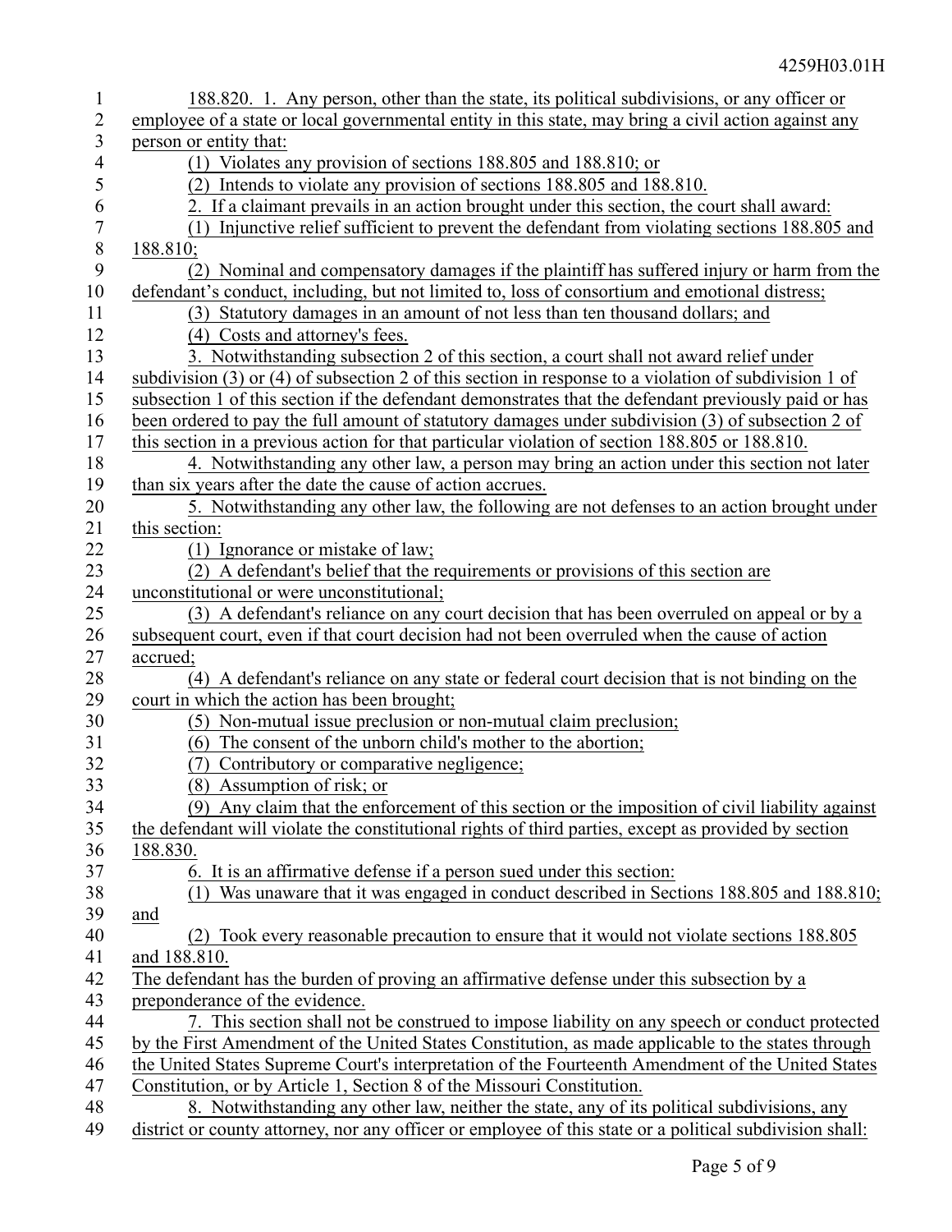188.820. 1. Any person, other than the state, its political subdivisions, or any officer or employee of a state or local governmental entity in this state, may bring a civil action against any person or entity that:

(1) Violates any provision of sections 188.805 and 188.810; or

(2) Intends to violate any provision of sections 188.805 and 188.810.

2. If a claimant prevails in an action brought under this section, the court shall award:

(1) Injunctive relief sufficient to prevent the defendant from violating sections 188.805 and 188.810;

(2) Nominal and compensatory damages if the plaintiff has suffered injury or harm from the defendant's conduct, including, but not limited to, loss of consortium and emotional distress;

(3) Statutory damages in an amount of not less than ten thousand dollars; and

(4) Costs and attorney's fees.

3. Notwithstanding subsection 2 of this section, a court shall not award relief under subdivision (3) or (4) of subsection 2 of this section in response to a violation of subdivision 1 of subsection 1 of this section if the defendant demonstrates that the defendant previously paid or has been ordered to pay the full amount of statutory damages under subdivision (3) of subsection 2 of this section in a previous action for that particular violation of section 188.805 or 188.810.

4. Notwithstanding any other law, a person may bring an action under this section not later than six years after the date the cause of action accrues.

5. Notwithstanding any other law, the following are not defenses to an action brought under this section:

(1) Ignorance or mistake of law;

(2) A defendant's belief that the requirements or provisions of this section are unconstitutional or were unconstitutional;

(3) A defendant's reliance on any court decision that has been overruled on appeal or by a subsequent court, even if that court decision had not been overruled when the cause of action accrued;

(4) A defendant's reliance on any state or federal court decision that is not binding on the court in which the action has been brought;

(5) Non-mutual issue preclusion or non-mutual claim preclusion;

(6) The consent of the unborn child's mother to the abortion;

(7) Contributory or comparative negligence;

(8) Assumption of risk; or

(9) Any claim that the enforcement of this section or the imposition of civil liability against the defendant will violate the constitutional rights of third parties, except as provided by section 188.830.

6. It is an affirmative defense if a person sued under this section:

(1) Was unaware that it was engaged in conduct described in Sections 188.805 and 188.810; and

(2) Took every reasonable precaution to ensure that it would not violate sections 188.805 and 188.810.

The defendant has the burden of proving an affirmative defense under this subsection by a preponderance of the evidence.

7. This section shall not be construed to impose liability on any speech or conduct protected by the First Amendment of the United States Constitution, as made applicable to the states through the United States Supreme Court's interpretation of the Fourteenth Amendment of the United States Constitution, or by Article 1, Section 8 of the Missouri Constitution.

8. Notwithstanding any other law, neither the state, any of its political subdivisions, any district or county attorney, nor any officer or employee of this state or a political subdivision shall: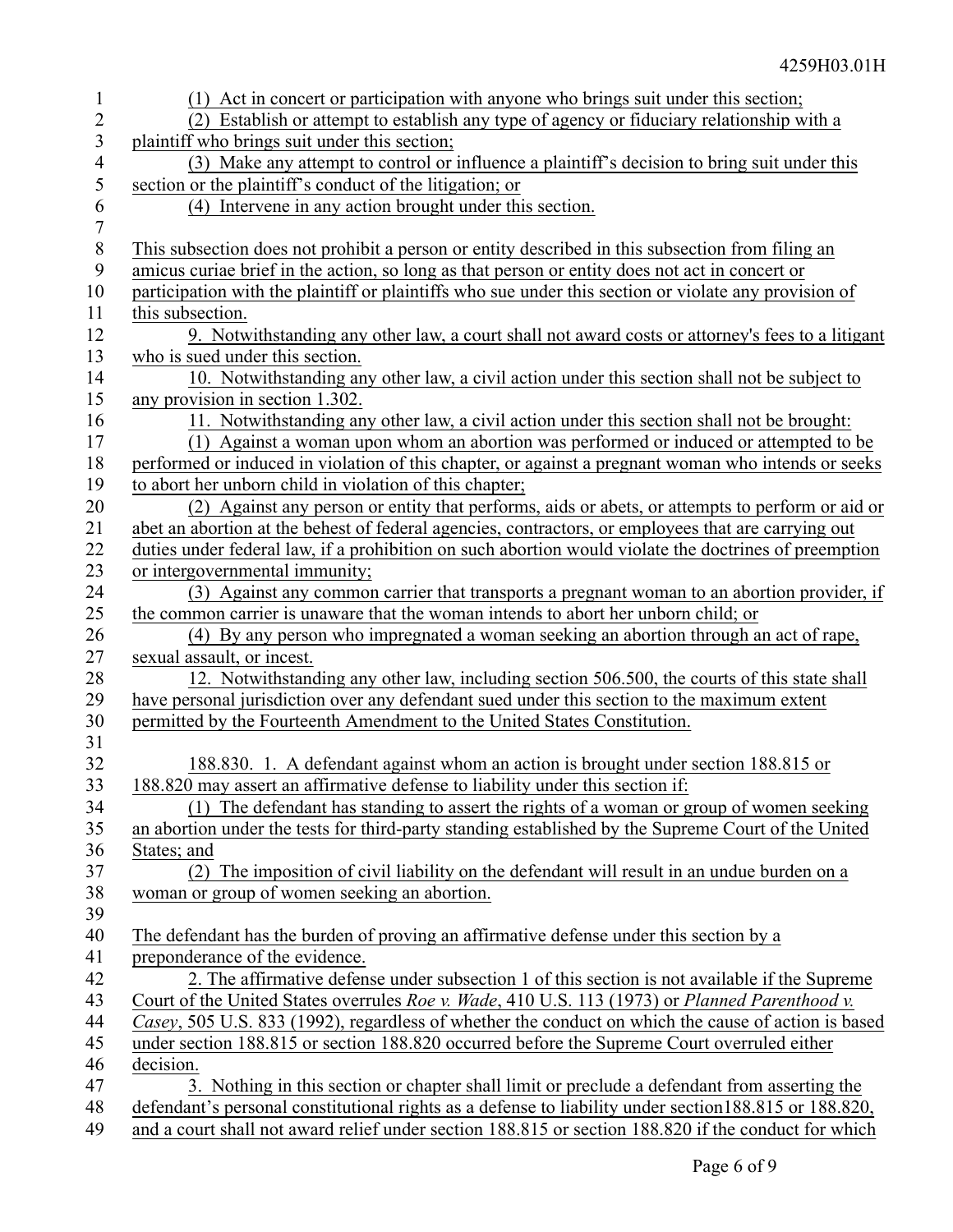(1) Act in concert or participation with anyone who brings suit under this section;

(2) Establish or attempt to establish any type of agency or fiduciary relationship with a plaintiff who brings suit under this section;

(3) Make any attempt to control or influence a plaintiff's decision to bring suit under this section or the plaintiff's conduct of the litigation; or

(4) Intervene in any action brought under this section.

This subsection does not prohibit a person or entity described in this subsection from filing an amicus curiae brief in the action, so long as that person or entity does not act in concert or participation with the plaintiff or plaintiffs who sue under this section or violate any provision of this subsection.

9. Notwithstanding any other law, a court shall not award costs or attorney's fees to a litigant who is sued under this section.

10. Notwithstanding any other law, a civil action under this section shall not be subject to any provision in section 1.302.

11. Notwithstanding any other law, a civil action under this section shall not be brought:

(1) Against a woman upon whom an abortion was performed or induced or attempted to be performed or induced in violation of this chapter, or against a pregnant woman who intends or seeks to abort her unborn child in violation of this chapter;

(2) Against any person or entity that performs, aids or abets, or attempts to perform or aid or abet an abortion at the behest of federal agencies, contractors, or employees that are carrying out duties under federal law, if a prohibition on such abortion would violate the doctrines of preemption or intergovernmental immunity;

(3) Against any common carrier that transports a pregnant woman to an abortion provider, if the common carrier is unaware that the woman intends to abort her unborn child; or

(4) By any person who impregnated a woman seeking an abortion through an act of rape, sexual assault, or incest.

12. Notwithstanding any other law, including section 506.500, the courts of this state shall have personal jurisdiction over any defendant sued under this section to the maximum extent permitted by the Fourteenth Amendment to the United States Constitution.

188.830. 1. A defendant against whom an action is brought under section 188.815 or 188.820 may assert an affirmative defense to liability under this section if:

(1) The defendant has standing to assert the rights of a woman or group of women seeking an abortion under the tests for third-party standing established by the Supreme Court of the United States; and

(2) The imposition of civil liability on the defendant will result in an undue burden on a woman or group of women seeking an abortion.

The defendant has the burden of proving an affirmative defense under this section by a preponderance of the evidence.

2. The affirmative defense under subsection 1 of this section is not available if the Supreme Court of the United States overrules *Roe v. Wade*, 410 U.S. 113 (1973) or *Planned Parenthood v. Casey*, 505 U.S. 833 (1992), regardless of whether the conduct on which the cause of action is based under section 188.815 or section 188.820 occurred before the Supreme Court overruled either decision.

3. Nothing in this section or chapter shall limit or preclude a defendant from asserting the defendant's personal constitutional rights as a defense to liability under section188.815 or 188.820, and a court shall not award relief under section 188.815 or section 188.820 if the conduct for which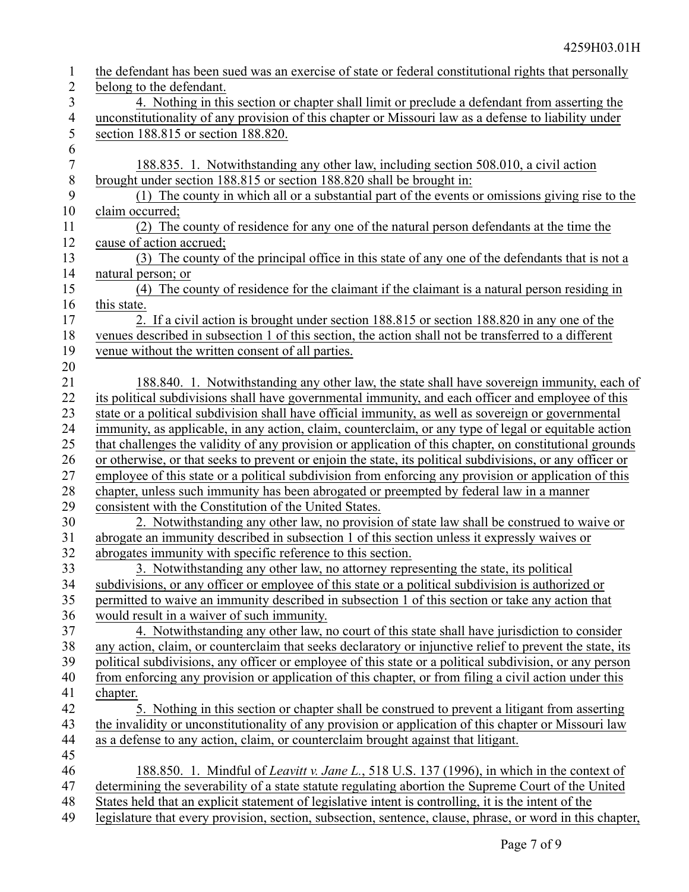the defendant has been sued was an exercise of state or federal constitutional rights that personally belong to the defendant.

4. Nothing in this section or chapter shall limit or preclude a defendant from asserting the unconstitutionality of any provision of this chapter or Missouri law as a defense to liability under section 188.815 or section 188.820.

188.835. 1. Notwithstanding any other law, including section 508.010, a civil action brought under section 188.815 or section 188.820 shall be brought in:

(1) The county in which all or a substantial part of the events or omissions giving rise to the claim occurred;

(2) The county of residence for any one of the natural person defendants at the time the cause of action accrued;

(3) The county of the principal office in this state of any one of the defendants that is not a natural person; or

(4) The county of residence for the claimant if the claimant is a natural person residing in this state.

2. If a civil action is brought under section 188.815 or section 188.820 in any one of the venues described in subsection 1 of this section, the action shall not be transferred to a different venue without the written consent of all parties.

188.840. 1. Notwithstanding any other law, the state shall have sovereign immunity, each of its political subdivisions shall have governmental immunity, and each officer and employee of this state or a political subdivision shall have official immunity, as well as sovereign or governmental immunity, as applicable, in any action, claim, counterclaim, or any type of legal or equitable action that challenges the validity of any provision or application of this chapter, on constitutional grounds or otherwise, or that seeks to prevent or enjoin the state, its political subdivisions, or any officer or employee of this state or a political subdivision from enforcing any provision or application of this chapter, unless such immunity has been abrogated or preempted by federal law in a manner consistent with the Constitution of the United States.

2. Notwithstanding any other law, no provision of state law shall be construed to waive or abrogate an immunity described in subsection 1 of this section unless it expressly waives or abrogates immunity with specific reference to this section.

3. Notwithstanding any other law, no attorney representing the state, its political subdivisions, or any officer or employee of this state or a political subdivision is authorized or permitted to waive an immunity described in subsection 1 of this section or take any action that would result in a waiver of such immunity.

4. Notwithstanding any other law, no court of this state shall have jurisdiction to consider any action, claim, or counterclaim that seeks declaratory or injunctive relief to prevent the state, its political subdivisions, any officer or employee of this state or a political subdivision, or any person from enforcing any provision or application of this chapter, or from filing a civil action under this chapter.

5. Nothing in this section or chapter shall be construed to prevent a litigant from asserting the invalidity or unconstitutionality of any provision or application of this chapter or Missouri law as a defense to any action, claim, or counterclaim brought against that litigant.

188.850. 1. Mindful of *Leavitt v. Jane L.*, 518 U.S. 137 (1996), in which in the context of determining the severability of a state statute regulating abortion the Supreme Court of the United States held that an explicit statement of legislative intent is controlling, it is the intent of the legislature that every provision, section, subsection, sentence, clause, phrase, or word in this chapter,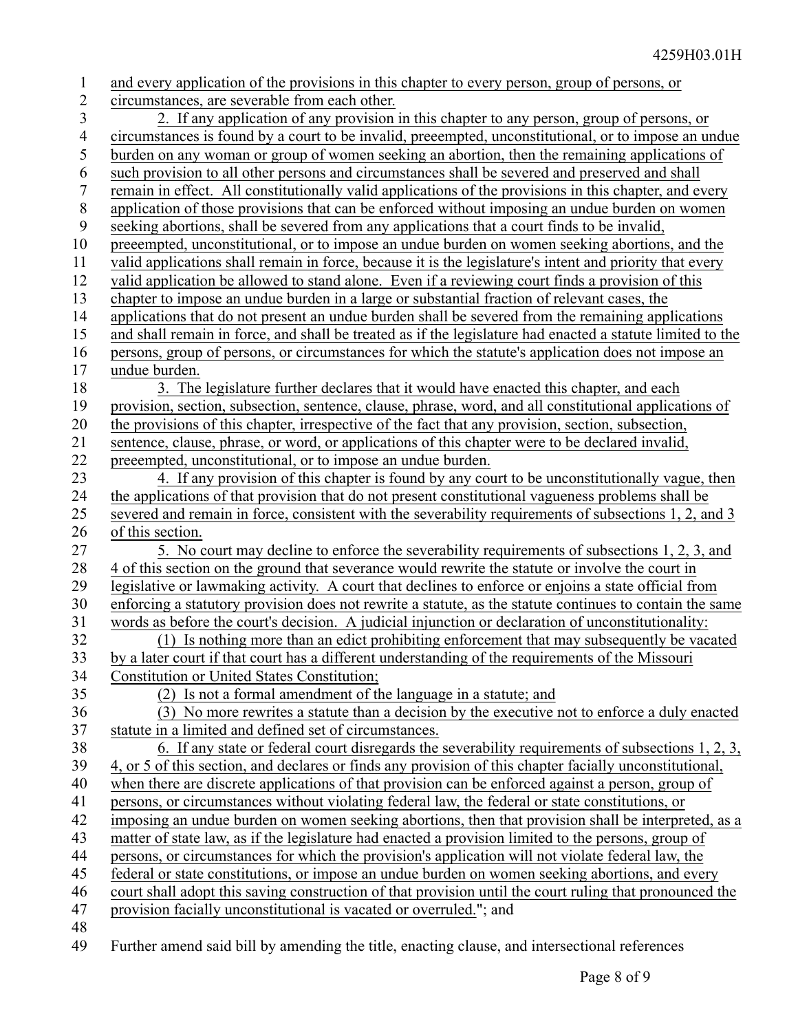and every application of the provisions in this chapter to every person, group of persons, or circumstances, are severable from each other.

2. If any application of any provision in this chapter to any person, group of persons, or circumstances is found by a court to be invalid, preeempted, unconstitutional, or to impose an undue burden on any woman or group of women seeking an abortion, then the remaining applications of such provision to all other persons and circumstances shall be severed and preserved and shall remain in effect. All constitutionally valid applications of the provisions in this chapter, and every application of those provisions that can be enforced without imposing an undue burden on women seeking abortions, shall be severed from any applications that a court finds to be invalid, preeempted, unconstitutional, or to impose an undue burden on women seeking abortions, and the valid applications shall remain in force, because it is the legislature's intent and priority that every valid application be allowed to stand alone. Even if a reviewing court finds a provision of this chapter to impose an undue burden in a large or substantial fraction of relevant cases, the applications that do not present an undue burden shall be severed from the remaining applications and shall remain in force, and shall be treated as if the legislature had enacted a statute limited to the persons, group of persons, or circumstances for which the statute's application does not impose an undue burden.

3. The legislature further declares that it would have enacted this chapter, and each provision, section, subsection, sentence, clause, phrase, word, and all constitutional applications of the provisions of this chapter, irrespective of the fact that any provision, section, subsection, sentence, clause, phrase, or word, or applications of this chapter were to be declared invalid, preeempted, unconstitutional, or to impose an undue burden.

4. If any provision of this chapter is found by any court to be unconstitutionally vague, then the applications of that provision that do not present constitutional vagueness problems shall be severed and remain in force, consistent with the severability requirements of subsections 1, 2, and 3 of this section.

5. No court may decline to enforce the severability requirements of subsections 1, 2, 3, and 4 of this section on the ground that severance would rewrite the statute or involve the court in legislative or lawmaking activity. A court that declines to enforce or enjoins a state official from enforcing a statutory provision does not rewrite a statute, as the statute continues to contain the same words as before the court's decision. A judicial injunction or declaration of unconstitutionality:

(1) Is nothing more than an edict prohibiting enforcement that may subsequently be vacated by a later court if that court has a different understanding of the requirements of the Missouri Constitution or United States Constitution;

(2) Is not a formal amendment of the language in a statute; and

(3) No more rewrites a statute than a decision by the executive not to enforce a duly enacted statute in a limited and defined set of circumstances.

6. If any state or federal court disregards the severability requirements of subsections 1, 2, 3, 4, or 5 of this section, and declares or finds any provision of this chapter facially unconstitutional, when there are discrete applications of that provision can be enforced against a person, group of persons, or circumstances without violating federal law, the federal or state constitutions, or imposing an undue burden on women seeking abortions, then that provision shall be interpreted, as a matter of state law, as if the legislature had enacted a provision limited to the persons, group of persons, or circumstances for which the provision's application will not violate federal law, the federal or state constitutions, or impose an undue burden on women seeking abortions, and every court shall adopt this saving construction of that provision until the court ruling that pronounced the provision facially unconstitutional is vacated or overruled."; and

Further amend said bill by amending the title, enacting clause, and intersectional references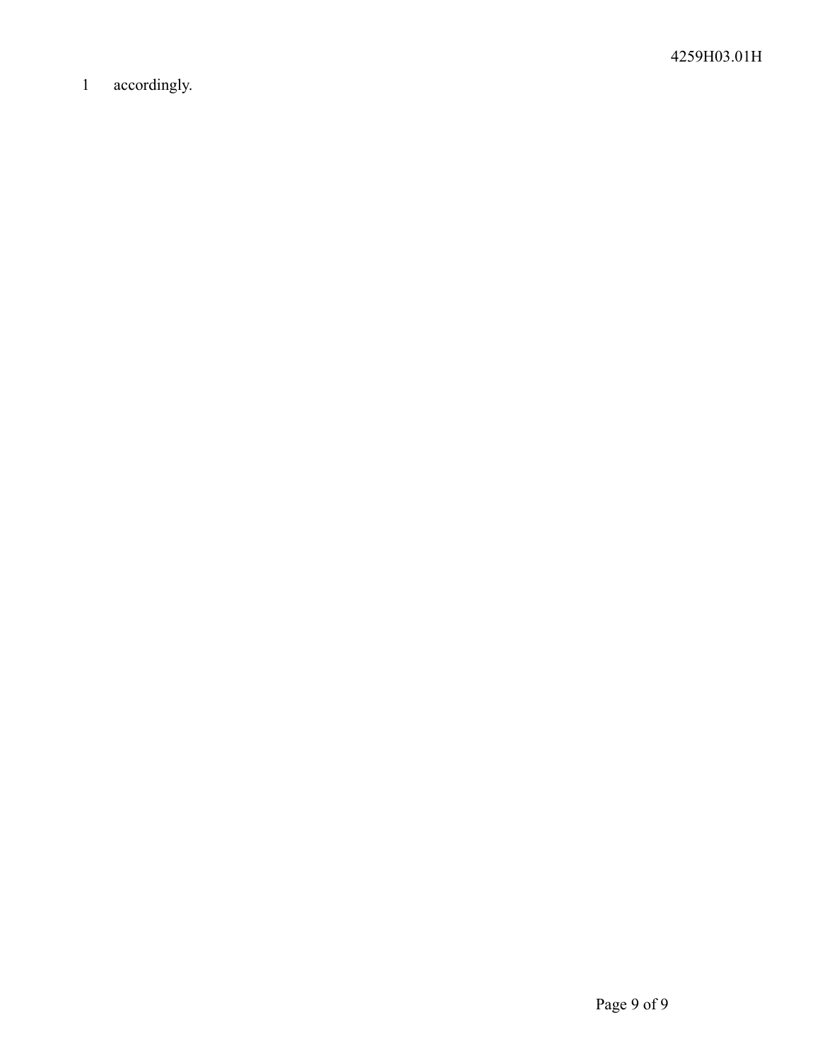accordingly.